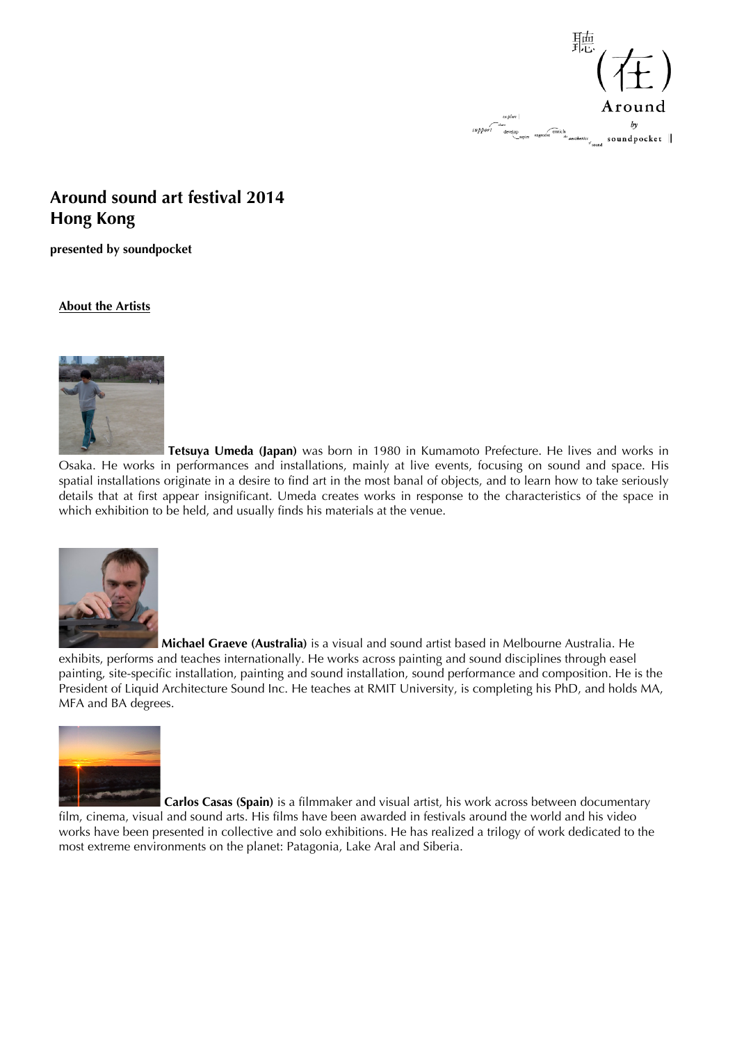# Around sound art festival 2014
# Hong Kong

**presented by soundpocket**

**About the Artists**

**Tetsuya Umeda (Japan)** was born in 1980 in Kumamoto Prefecture. He lives and works in Osaka. He works in performances and installations, mainly at live events, focusing on sound and space. His spatial installations originate in a desire to find art in the most banal of objects, and to learn how to take seriously details that at first appear insignificant. Umeda creates works in response to the characteristics of the space in which exhibition to be held, and usually finds his materials at the venue.

**Michael Graeve (Australia)** is a visual and sound artist based in Melbourne Australia. He exhibits, performs and teaches internationally. He works across painting and sound disciplines through easel painting, site-specific installation, painting and sound installation, sound performance and composition. He is the President of Liquid Architecture Sound Inc. He teaches at RMIT University, is completing his PhD, and holds MA, MFA and BA degrees.

**Carlos Casas (Spain)** is a filmmaker and visual artist, his work across between documentary film, cinema, visual and sound arts. His films have been awarded in festivals around the world and his video works have been presented in collective and solo exhibitions. He has realized a trilogy of work dedicated to the most extreme environments on the planet: Patagonia, Lake Aral and Siberia.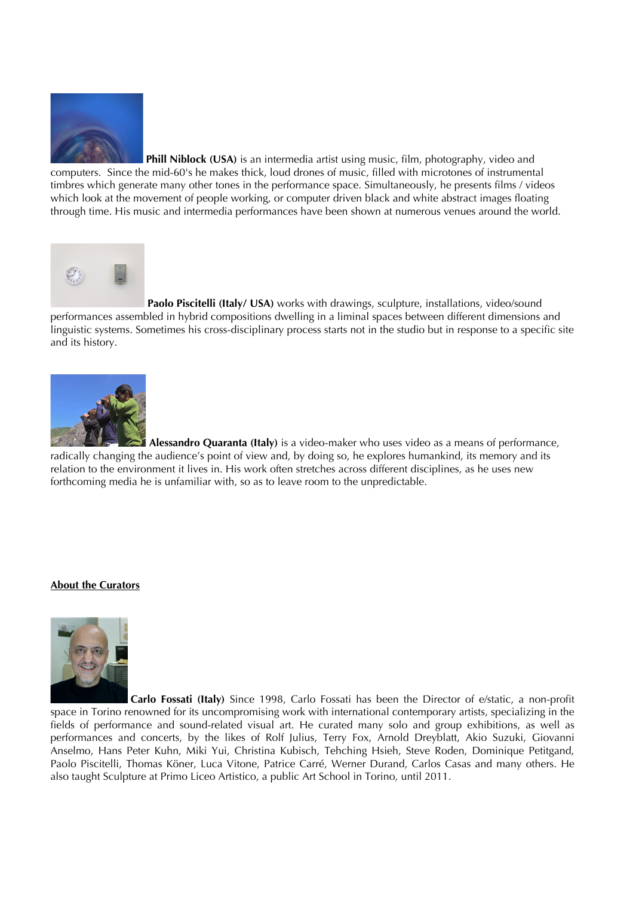**Phill Niblock (USA)** is an intermedia artist using music, film, photography, video and computers. Since the mid-60's he makes thick, loud drones of music, filled with microtones of instrumental timbres which generate many other tones in the performance space. Simultaneously, he presents films / videos which look at the movement of people working, or computer driven black and white abstract images floating through time. His music and intermedia performances have been shown at numerous venues around the world.

**Paolo Piscitelli (Italy/ USA)** works with drawings, sculpture, installations, video/sound performances assembled in hybrid compositions dwelling in a liminal spaces between different dimensions and linguistic systems. Sometimes his cross-disciplinary process starts not in the studio but in response to a specific site and its history.

**Alessandro Quaranta (Italy)** is a video-maker who uses video as a means of performance, radically changing the audience's point of view and, by doing so, he explores humankind, its memory and its relation to the environment it lives in. His work often stretches across different disciplines, as he uses new forthcoming media he is unfamiliar with, so as to leave room to the unpredictable.

**About the Curators**

**Carlo Fossati (Italy)** Since 1998, Carlo Fossati has been the Director of e/static, a non-profit space in Torino renowned for its uncompromising work with international contemporary artists, specializing in the fields of performance and sound-related visual art. He curated many solo and group exhibitions, as well as performances and concerts, by the likes of Rolf Julius, Terry Fox, Arnold Dreyblatt, Akio Suzuki, Giovanni Anselmo, Hans Peter Kuhn, Miki Yui, Christina Kubisch, Tehching Hsieh, Steve Roden, Dominique Petitgand, Paolo Piscitelli, Thomas Köner, Luca Vitone, Patrice Carré, Werner Durand, Carlos Casas and many others. He also taught Sculpture at Primo Liceo Artistico, a public Art School in Torino, until 2011.